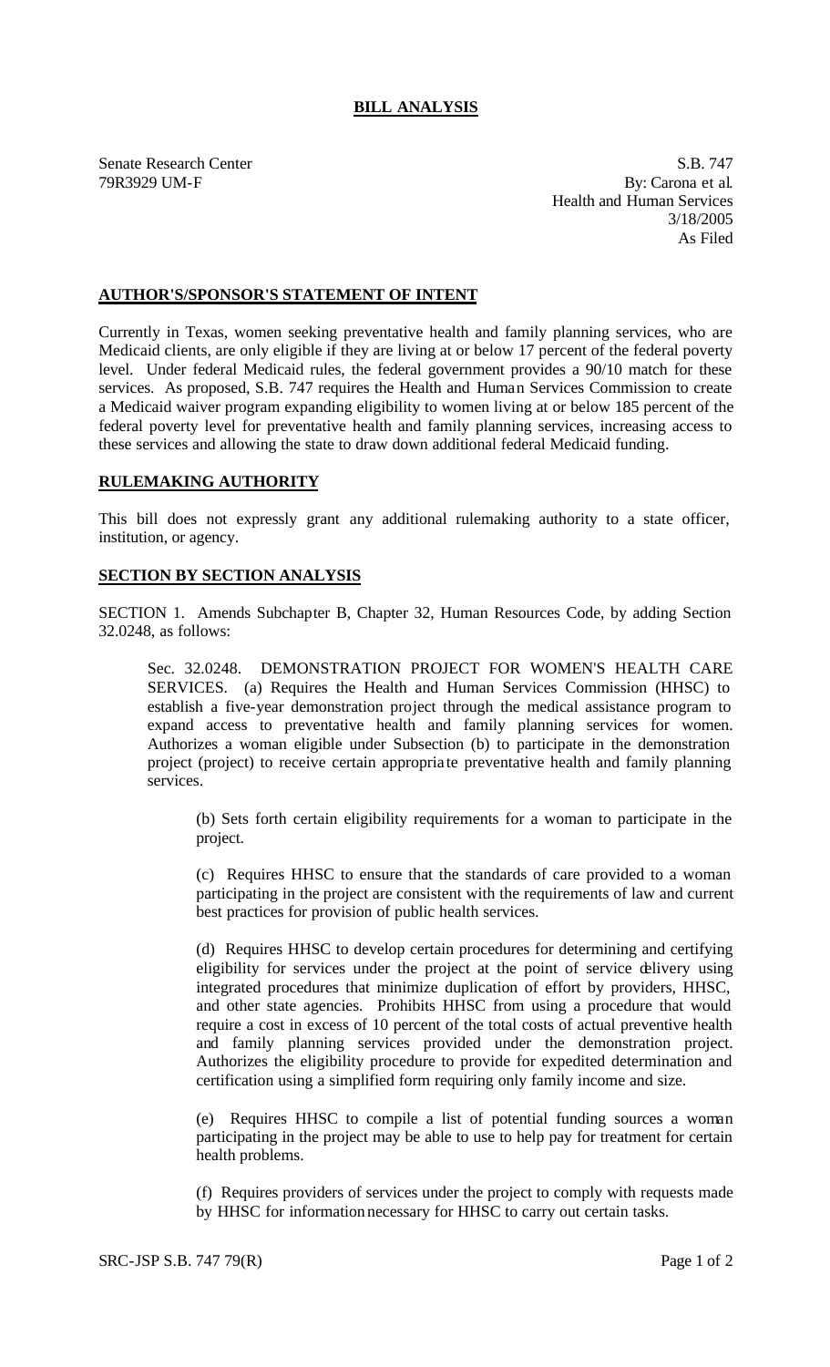**BILL ANALYSIS**

Senate Research Center
79R3929 UM-F

S.B. 747
By: Carona et al.
Health and Human Services
3/18/2005
As Filed

**AUTHOR'S/SPONSOR'S STATEMENT OF INTENT**

Currently in Texas, women seeking preventative health and family planning services, who are Medicaid clients, are only eligible if they are living at or below 17 percent of the federal poverty level. Under federal Medicaid rules, the federal government provides a 90/10 match for these services. As proposed, S.B. 747 requires the Health and Human Services Commission to create a Medicaid waiver program expanding eligibility to women living at or below 185 percent of the federal poverty level for preventative health and family planning services, increasing access to these services and allowing the state to draw down additional federal Medicaid funding.

**RULEMAKING AUTHORITY**

This bill does not expressly grant any additional rulemaking authority to a state officer, institution, or agency.

**SECTION BY SECTION ANALYSIS**

SECTION 1. Amends Subchapter B, Chapter 32, Human Resources Code, by adding Section 32.0248, as follows:

Sec. 32.0248. DEMONSTRATION PROJECT FOR WOMEN'S HEALTH CARE SERVICES. (a) Requires the Health and Human Services Commission (HHSC) to establish a five-year demonstration project through the medical assistance program to expand access to preventative health and family planning services for women. Authorizes a woman eligible under Subsection (b) to participate in the demonstration project (project) to receive certain appropriate preventative health and family planning services.

(b) Sets forth certain eligibility requirements for a woman to participate in the project.

(c) Requires HHSC to ensure that the standards of care provided to a woman participating in the project are consistent with the requirements of law and current best practices for provision of public health services.

(d) Requires HHSC to develop certain procedures for determining and certifying eligibility for services under the project at the point of service delivery using integrated procedures that minimize duplication of effort by providers, HHSC, and other state agencies. Prohibits HHSC from using a procedure that would require a cost in excess of 10 percent of the total costs of actual preventive health and family planning services provided under the demonstration project. Authorizes the eligibility procedure to provide for expedited determination and certification using a simplified form requiring only family income and size.

(e) Requires HHSC to compile a list of potential funding sources a woman participating in the project may be able to use to help pay for treatment for certain health problems.

(f) Requires providers of services under the project to comply with requests made by HHSC for information necessary for HHSC to carry out certain tasks.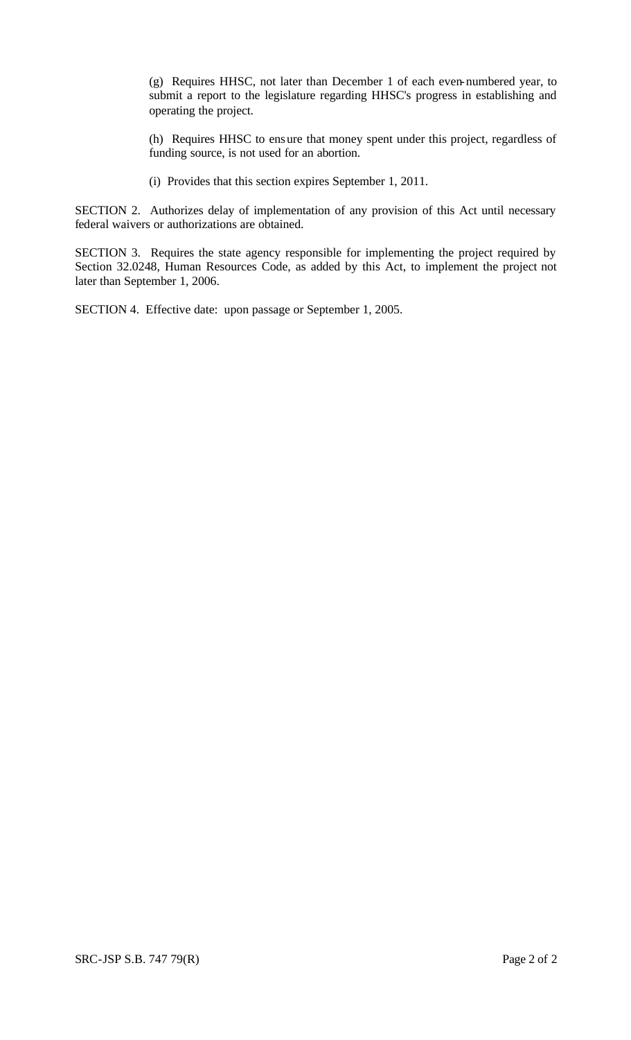(g) Requires HHSC, not later than December 1 of each even-numbered year, to submit a report to the legislature regarding HHSC's progress in establishing and operating the project.

(h) Requires HHSC to ensure that money spent under this project, regardless of funding source, is not used for an abortion.

(i) Provides that this section expires September 1, 2011.

SECTION 2. Authorizes delay of implementation of any provision of this Act until necessary federal waivers or authorizations are obtained.

SECTION 3. Requires the state agency responsible for implementing the project required by Section 32.0248, Human Resources Code, as added by this Act, to implement the project not later than September 1, 2006.

SECTION 4. Effective date: upon passage or September 1, 2005.